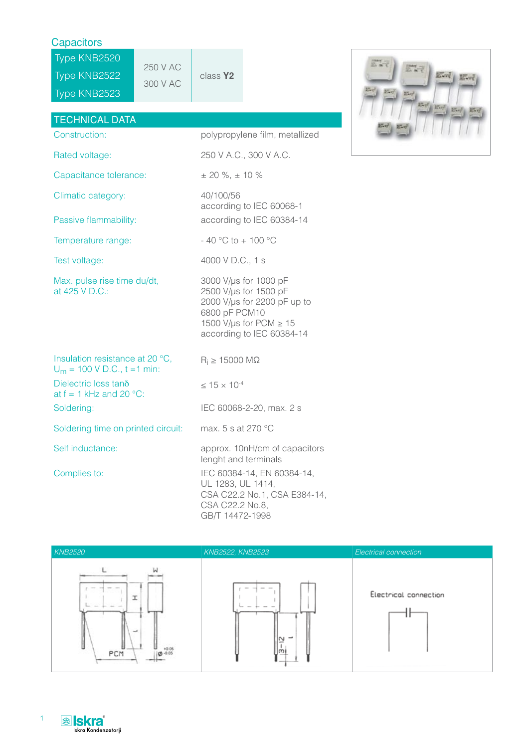## Capacitors

| Type | Voltage | Class |
|---|---|---|
| Type KNB2520 | 250 V AC | class **Y2** |
| Type KNB2522 | 300 V AC | |
| Type KNB2523 | | |

## TECHNICAL DATA

| | |
|---|---|
| Construction: | polypropylene film, metallized |
| Rated voltage: | 250 V A.C., 300 V A.C. |
| Capacitance tolerance: | ± 20 %, ± 10 % |
| Climatic category: | 40/100/56 according to IEC 60068-1 |
| Passive flammability: | according to IEC 60384-14 |
| Temperature range: | - 40 °C to + 100 °C |
| Test voltage: | 4000 V D.C., 1 s |
| Max. pulse rise time du/dt, at 425 V D.C.: | 3000 V/µs for 1000 pF<br>2500 V/µs for 1500 pF<br>2000 V/µs for 2200 pF up to 6800 pF PCM10<br>1500 V/µs for PCM ≥ 15<br>according to IEC 60384-14 |
| Insulation resistance at 20 °C, $U_m$ = 100 V D.C., t =1 min: | $R_i \geq$ 15000 MΩ |
| Dielectric loss tanδ at f = 1 kHz and 20 °C: | $\leq 15 \times 10^{-4}$ |
| Soldering: | IEC 60068-2-20, max. 2 s |
| Soldering time on printed circuit: | max. 5 s at 270 °C |
| Self inductance: | approx. 10nH/cm of capacitors lenght and terminals |
| Complies to: | IEC 60384-14, EN 60384-14,<br>UL 1283, UL 1414,<br>CSA C22.2 No.1, CSA E384-14,<br>CSA C22.2 No.8,<br>GB/T 14472-1998 |

| *KNB2520* | *KNB2522, KNB2523* | *Electrical connection* |
|---|---|---|
| L, W, H, l, PCM, Ø +0.05 -0.05 | 3–12, l | Electrical connection |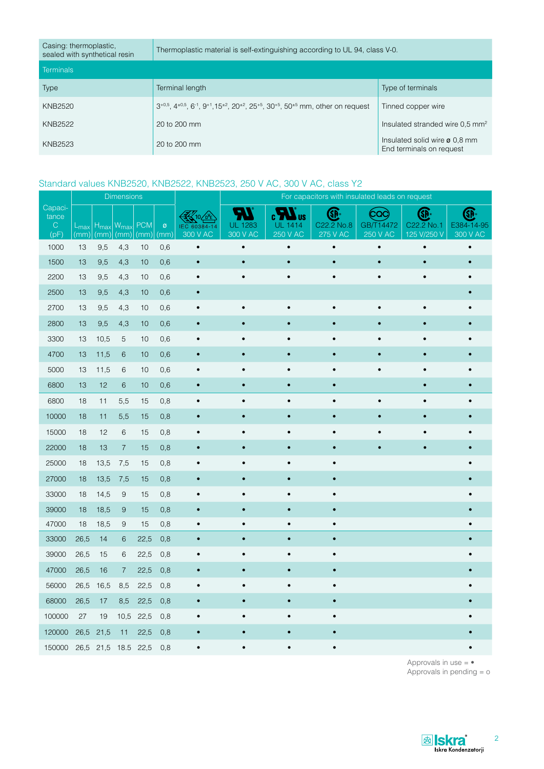| | |
|---|---|
| Casing: thermoplastic, sealed with synthetical resin | Thermoplastic material is self-extinguishing according to UL 94, class V-0. |

**Terminals**

| Type | Terminal length | Type of terminals |
|---|---|---|
| KNB2520 | $3^{+0,5}$, $4^{\pm0,5}$, $6^{-1}$, $9^{+1}$, $15^{\pm2}$, $20^{\pm2}$, $25^{+5}$, $30^{+5}$, $50^{\pm5}$ mm, other on request | Tinned copper wire |
| KNB2522 | 20 to 200 mm | Insulated stranded wire 0,5 $mm^2$ |
| KNB2523 | 20 to 200 mm | Insulated solid wire ø 0,8 mm<br>End terminals on request |

## Standard values KNB2520, KNB2522, KNB2523, 250 V AC, 300 V AC, class Y2

| Capacitance C (pF) | Dimensions | | | | | | For capacitors with insulated leads on request | | | | | |
|---|---|---|---|---|---|---|---|---|---|---|---|---|
| | $L_{max}$ (mm) | $H_{max}$ (mm) | $W_{max}$ (mm) | PCM (mm) | ø (mm) | IEC 60384-14 300 V AC | UL 1283 300 V AC | UL 1414 250 V AC | C22.2 No.8 275 V AC | GB/T14472 250 V AC | C22.2 No.1 125 V/250 V | E384-14-95 300 V AC |
| 1000 | 13 | 9,5 | 4,3 | 10 | 0,6 | • | • | • | • | • | • | • |
| 1500 | 13 | 9,5 | 4,3 | 10 | 0,6 | • | • | • | • | • | • | • |
| 2200 | 13 | 9,5 | 4,3 | 10 | 0,6 | • | • | • | • | • | • | • |
| 2500 | 13 | 9,5 | 4,3 | 10 | 0,6 | • | | | | | | • |
| 2700 | 13 | 9,5 | 4,3 | 10 | 0,6 | • | • | • | • | • | • | • |
| 2800 | 13 | 9,5 | 4,3 | 10 | 0,6 | • | • | • | • | • | • | • |
| 3300 | 13 | 10,5 | 5 | 10 | 0,6 | • | • | • | • | • | • | • |
| 4700 | 13 | 11,5 | 6 | 10 | 0,6 | • | • | • | • | • | • | • |
| 5000 | 13 | 11,5 | 6 | 10 | 0,6 | • | • | • | • | • | • | • |
| 6800 | 13 | 12 | 6 | 10 | 0,6 | • | • | • | • | | • | • |
| 6800 | 18 | 11 | 5,5 | 15 | 0,8 | • | • | • | • | • | • | • |
| 10000 | 18 | 11 | 5,5 | 15 | 0,8 | • | • | • | • | • | • | • |
| 15000 | 18 | 12 | 6 | 15 | 0,8 | • | • | • | • | • | • | • |
| 22000 | 18 | 13 | 7 | 15 | 0,8 | • | • | • | • | • | • | • |
| 25000 | 18 | 13,5 | 7,5 | 15 | 0,8 | • | • | • | • | | | • |
| 27000 | 18 | 13,5 | 7,5 | 15 | 0,8 | • | • | • | • | | | • |
| 33000 | 18 | 14,5 | 9 | 15 | 0,8 | • | • | • | • | | | • |
| 39000 | 18 | 18,5 | 9 | 15 | 0,8 | • | • | • | • | | | • |
| 47000 | 18 | 18,5 | 9 | 15 | 0,8 | • | • | • | • | | | • |
| 33000 | 26,5 | 14 | 6 | 22,5 | 0,8 | • | • | • | • | | | • |
| 39000 | 26,5 | 15 | 6 | 22,5 | 0,8 | • | • | • | • | | | • |
| 47000 | 26,5 | 16 | 7 | 22,5 | 0,8 | • | • | • | • | | | • |
| 56000 | 26,5 | 16,5 | 8,5 | 22,5 | 0,8 | • | • | • | • | | | • |
| 68000 | 26,5 | 17 | 8,5 | 22,5 | 0,8 | • | • | • | • | | | • |
| 100000 | 27 | 19 | 10,5 | 22,5 | 0,8 | • | • | • | • | | | • |
| 120000 | 26,5 | 21,5 | 11 | 22,5 | 0,8 | • | • | • | • | | | • |
| 150000 | 26,5 | 21,5 | 18.5 | 22,5 | 0,8 | • | • | • | • | | | • |

Approvals in use = •
Approvals in pending = o